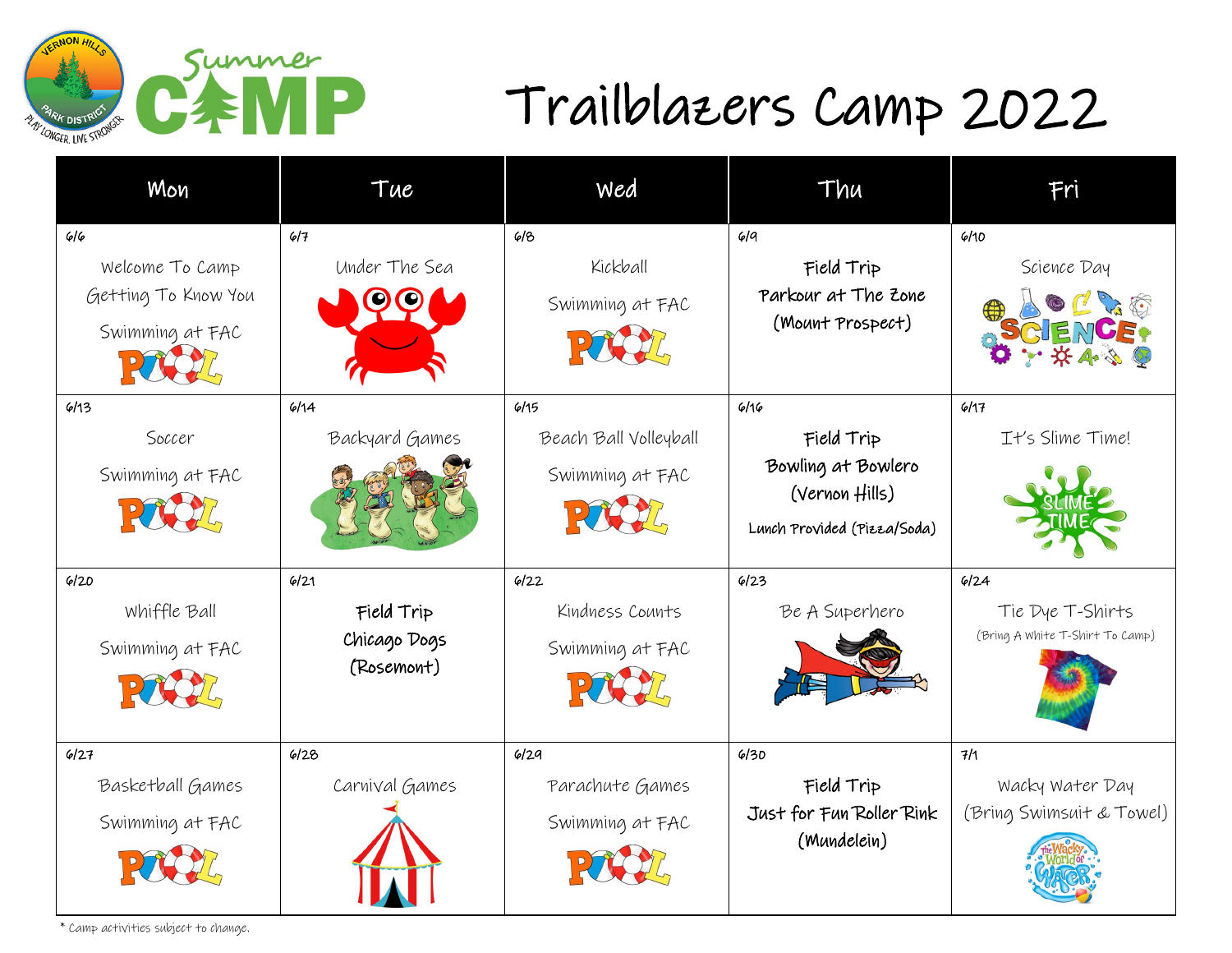# Trailblazers Camp 2022

Summer CAMP — Vernon Hills Park District — Play Longer, Live Stronger

| Mon | Tue | Wed | Thu | Fri |
|---|---|---|---|---|
| 6/6<br>Welcome To Camp<br>Getting To Know You<br>Swimming at FAC | 6/7<br>Under The Sea | 6/8<br>Kickball<br>Swimming at FAC | 6/9<br>**Field Trip**<br>**Parkour at The Zone**<br>**(Mount Prospect)** | 6/10<br>Science Day |
| 6/13<br>Soccer<br>Swimming at FAC | 6/14<br>Backyard Games | 6/15<br>Beach Ball Volleyball<br>Swimming at FAC | 6/16<br>**Field Trip**<br>**Bowling at Bowlero**<br>**(Vernon Hills)**<br>**Lunch Provided (Pizza/Soda)** | 6/17<br>It's Slime Time! |
| 6/20<br>Whiffle Ball<br>Swimming at FAC | 6/21<br>**Field Trip**<br>**Chicago Dogs**<br>**(Rosemont)** | 6/22<br>Kindness Counts<br>Swimming at FAC | 6/23<br>Be A Superhero | 6/24<br>Tie Dye T-Shirts<br>(Bring A White T-Shirt To Camp) |
| 6/27<br>Basketball Games<br>Swimming at FAC | 6/28<br>Carnival Games | 6/29<br>Parachute Games<br>Swimming at FAC | 6/30<br>**Field Trip**<br>**Just for Fun Roller Rink**<br>**(Mundelein)** | 7/1<br>Wacky Water Day<br>(Bring Swimsuit & Towel) |

* Camp activities subject to change.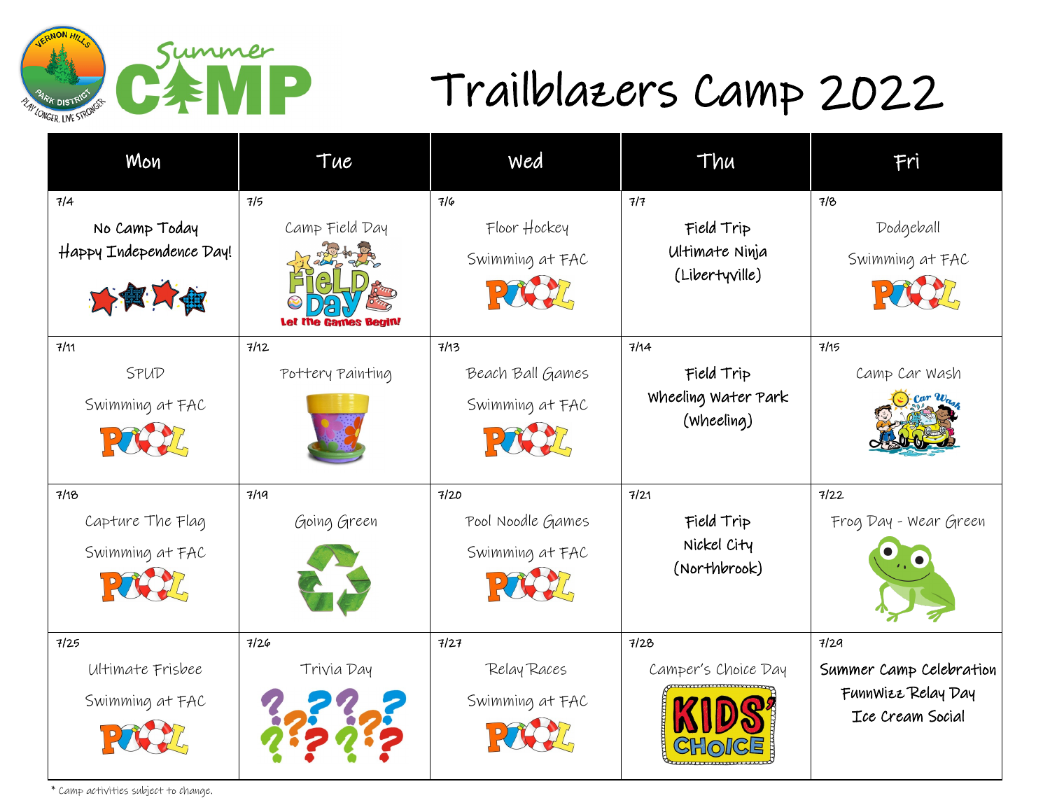# Trailblazers Camp 2022

| Mon | Tue | Wed | Thu | Fri |
| --- | --- | --- | --- | --- |
| 7/4<br>No Camp Today<br>Happy Independence Day! | 7/5<br>Camp Field Day | 7/6<br>Floor Hockey<br>Swimming at FAC | 7/7<br>Field Trip<br>Ultimate Ninja<br>(Libertyville) | 7/8<br>Dodgeball<br>Swimming at FAC |
| 7/11<br>SPUD<br>Swimming at FAC | 7/12<br>Pottery Painting | 7/13<br>Beach Ball Games<br>Swimming at FAC | 7/14<br>Field Trip<br>Wheeling Water Park<br>(Wheeling) | 7/15<br>Camp Car Wash |
| 7/18<br>Capture The Flag<br>Swimming at FAC | 7/19<br>Going Green | 7/20<br>Pool Noodle Games<br>Swimming at FAC | 7/21<br>Field Trip<br>Nickel City<br>(Northbrook) | 7/22<br>Frog Day - Wear Green |
| 7/25<br>Ultimate Frisbee<br>Swimming at FAC | 7/26<br>Trivia Day | 7/27<br>Relay Races<br>Swimming at FAC | 7/28<br>Camper's Choice Day | 7/29<br>Summer Camp Celebration<br>FunnWizz Relay Day<br>Ice Cream Social |

* Camp activities subject to change.